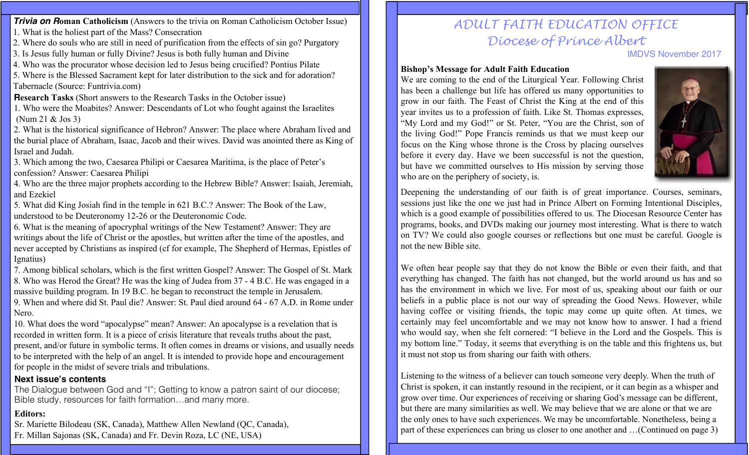***Trivia on R*oman Catholicism** (Answers to the trivia on Roman Catholicism October Issue)

1. What is the holiest part of the Mass? Consecration
2. Where do souls who are still in need of purification from the effects of sin go? Purgatory
3. Is Jesus fully human or fully Divine? Jesus is both fully human and Divine
4. Who was the procurator whose decision led to Jesus being crucified? Pontius Pilate
5. Where is the Blessed Sacrament kept for later distribution to the sick and for adoration? Tabernacle (Source: Funtrivia.com)

**Research Tasks** (Short answers to the Research Tasks in the October issue)

1. Who were the Moabites? Answer: Descendants of Lot who fought against the Israelites (Num 21 & Jos 3)
2. What is the historical significance of Hebron? Answer: The place where Abraham lived and the burial place of Abraham, Isaac, Jacob and their wives. David was anointed there as King of Israel and Judah.
3. Which among the two, Caesarea Philipi or Caesarea Maritima, is the place of Peter's confession? Answer: Caesarea Philipi
4. Who are the three major prophets according to the Hebrew Bible? Answer: Isaiah, Jeremiah, and Ezekiel
5. What did King Josiah find in the temple in 621 B.C.? Answer: The Book of the Law, understood to be Deuteronomy 12-26 or the Deuteronomic Code.
6. What is the meaning of apocryphal writings of the New Testament? Answer: They are writings about the life of Christ or the apostles, but written after the time of the apostles, and never accepted by Christians as inspired (cf for example, The Shepherd of Hermas, Epistles of Ignatius)
7. Among biblical scholars, which is the first written Gospel? Answer: The Gospel of St. Mark
8. Who was Herod the Great? He was the king of Judea from 37 - 4 B.C. He was engaged in a massive building program. In 19 B.C. he began to reconstruct the temple in Jerusalem.
9. When and where did St. Paul die? Answer: St. Paul died around 64 - 67 A.D. in Rome under Nero.
10. What does the word "apocalypse" mean? Answer: An apocalypse is a revelation that is recorded in written form. It is a piece of crisis literature that reveals truths about the past, present, and/or future in symbolic terms. It often comes in dreams or visions, and usually needs to be interpreted with the help of an angel. It is intended to provide hope and encouragement for people in the midst of severe trials and tribulations.

**Next issue's contents**

The Dialogue between God and "I"; Getting to know a patron saint of our diocese; Bible study, resources for faith formation…and many more.

**Editors:**

Sr. Mariette Bilodeau (SK, Canada), Matthew Allen Newland (QC, Canada), Fr. Millan Sajonas (SK, Canada) and Fr. Devin Roza, LC (NE, USA)

# ADULT FAITH EDUCATION OFFICE
## Diocese of Prince Albert

IMDVS November 2017

**Bishop's Message for Adult Faith Education**

We are coming to the end of the Liturgical Year. Following Christ has been a challenge but life has offered us many opportunities to grow in our faith. The Feast of Christ the King at the end of this year invites us to a profession of faith. Like St. Thomas expresses, "My Lord and my God!" or St. Peter, "You are the Christ, son of the living God!" Pope Francis reminds us that we must keep our focus on the King whose throne is the Cross by placing ourselves before it every day. Have we been successful is not the question, but have we committed ourselves to His mission by serving those who are on the periphery of society, is.

Deepening the understanding of our faith is of great importance. Courses, seminars, sessions just like the one we just had in Prince Albert on Forming Intentional Disciples, which is a good example of possibilities offered to us. The Diocesan Resource Center has programs, books, and DVDs making our journey most interesting. What is there to watch on TV? We could also google courses or reflections but one must be careful. Google is not the new Bible site.

We often hear people say that they do not know the Bible or even their faith, and that everything has changed. The faith has not changed, but the world around us has and so has the environment in which we live. For most of us, speaking about our faith or our beliefs in a public place is not our way of spreading the Good News. However, while having coffee or visiting friends, the topic may come up quite often. At times, we certainly may feel uncomfortable and we may not know how to answer. I had a friend who would say, when she felt cornered: "I believe in the Lord and the Gospels. This is my bottom line." Today, it seems that everything is on the table and this frightens us, but it must not stop us from sharing our faith with others.

Listening to the witness of a believer can touch someone very deeply. When the truth of Christ is spoken, it can instantly resound in the recipient, or it can begin as a whisper and grow over time. Our experiences of receiving or sharing God's message can be different, but there are many similarities as well. We may believe that we are alone or that we are the only ones to have such experiences. We may be uncomfortable. Nonetheless, being a part of these experiences can bring us closer to one another and …(Continued on page 3)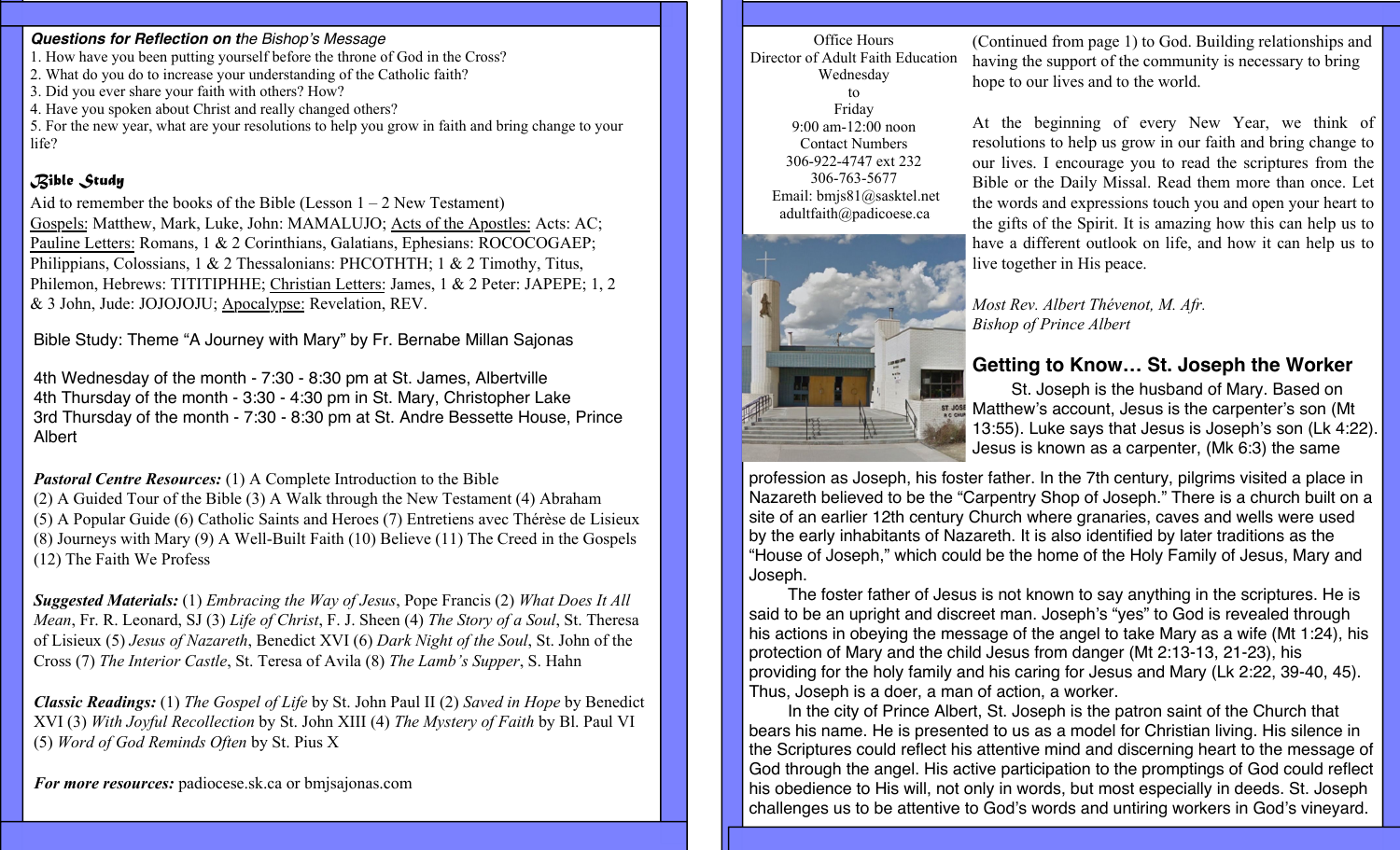***Questions for Reflection on** the Bishop's Message*

1. How have you been putting yourself before the throne of God in the Cross?
2. What do you do to increase your understanding of the Catholic faith?
3. Did you ever share your faith with others? How?
4. Have you spoken about Christ and really changed others?
5. For the new year, what are your resolutions to help you grow in faith and bring change to your life?

## Bible Study

Aid to remember the books of the Bible (Lesson 1 – 2 New Testament)
Gospels: Matthew, Mark, Luke, John: MAMALUJO; Acts of the Apostles: Acts: AC; Pauline Letters: Romans, 1 & 2 Corinthians, Galatians, Ephesians: ROCOCOGAEP; Philippians, Colossians, 1 & 2 Thessalonians: PHCOTHTH; 1 & 2 Timothy, Titus, Philemon, Hebrews: TITITIPHHE; Christian Letters: James, 1 & 2 Peter: JAPEPE; 1, 2 & 3 John, Jude: JOJOJOJU; Apocalypse: Revelation, REV.

Bible Study: Theme "A Journey with Mary" by Fr. Bernabe Millan Sajonas

4th Wednesday of the month - 7:30 - 8:30 pm at St. James, Albertville
4th Thursday of the month - 3:30 - 4:30 pm in St. Mary, Christopher Lake
3rd Thursday of the month - 7:30 - 8:30 pm at St. Andre Bessette House, Prince Albert

***Pastoral Centre Resources:*** (1) A Complete Introduction to the Bible (2) A Guided Tour of the Bible (3) A Walk through the New Testament (4) Abraham (5) A Popular Guide (6) Catholic Saints and Heroes (7) Entretiens avec Thérèse de Lisieux (8) Journeys with Mary (9) A Well-Built Faith (10) Believe (11) The Creed in the Gospels (12) The Faith We Profess

***Suggested Materials:*** (1) *Embracing the Way of Jesus*, Pope Francis (2) *What Does It All Mean*, Fr. R. Leonard, SJ (3) *Life of Christ*, F. J. Sheen (4) *The Story of a Soul*, St. Theresa of Lisieux (5) *Jesus of Nazareth*, Benedict XVI (6) *Dark Night of the Soul*, St. John of the Cross (7) *The Interior Castle*, St. Teresa of Avila (8) *The Lamb's Supper*, S. Hahn

***Classic Readings:*** (1) *The Gospel of Life* by St. John Paul II (2) *Saved in Hope* by Benedict XVI (3) *With Joyful Recollection* by St. John XIII (4) *The Mystery of Faith* by Bl. Paul VI (5) *Word of God Reminds Often* by St. Pius X

***For more resources:*** padiocese.sk.ca or bmjsajonas.com

Office Hours
Director of Adult Faith Education
Wednesday
to
Friday
9:00 am-12:00 noon
Contact Numbers
306-922-4747 ext 232
306-763-5677
Email: bmjs81@sasktel.net
adultfaith@padicoese.ca

(Continued from page 1) to God. Building relationships and having the support of the community is necessary to bring hope to our lives and to the world.

At the beginning of every New Year, we think of resolutions to help us grow in our faith and bring change to our lives. I encourage you to read the scriptures from the Bible or the Daily Missal. Read them more than once. Let the words and expressions touch you and open your heart to the gifts of the Spirit. It is amazing how this can help us to have a different outlook on life, and how it can help us to live together in His peace.

*Most Rev. Albert Thévenot, M. Afr.*
*Bishop of Prince Albert*

## Getting to Know… St. Joseph the Worker

St. Joseph is the husband of Mary. Based on Matthew's account, Jesus is the carpenter's son (Mt 13:55). Luke says that Jesus is Joseph's son (Lk 4:22). Jesus is known as a carpenter, (Mk 6:3) the same profession as Joseph, his foster father. In the 7th century, pilgrims visited a place in Nazareth believed to be the "Carpentry Shop of Joseph." There is a church built on a site of an earlier 12th century Church where granaries, caves and wells were used by the early inhabitants of Nazareth. It is also identified by later traditions as the "House of Joseph," which could be the home of the Holy Family of Jesus, Mary and Joseph.

The foster father of Jesus is not known to say anything in the scriptures. He is said to be an upright and discreet man. Joseph's "yes" to God is revealed through his actions in obeying the message of the angel to take Mary as a wife (Mt 1:24), his protection of Mary and the child Jesus from danger (Mt 2:13-13, 21-23), his providing for the holy family and his caring for Jesus and Mary (Lk 2:22, 39-40, 45). Thus, Joseph is a doer, a man of action, a worker.

In the city of Prince Albert, St. Joseph is the patron saint of the Church that bears his name. He is presented to us as a model for Christian living. His silence in the Scriptures could reflect his attentive mind and discerning heart to the message of God through the angel. His active participation to the promptings of God could reflect his obedience to His will, not only in words, but most especially in deeds. St. Joseph challenges us to be attentive to God's words and untiring workers in God's vineyard.